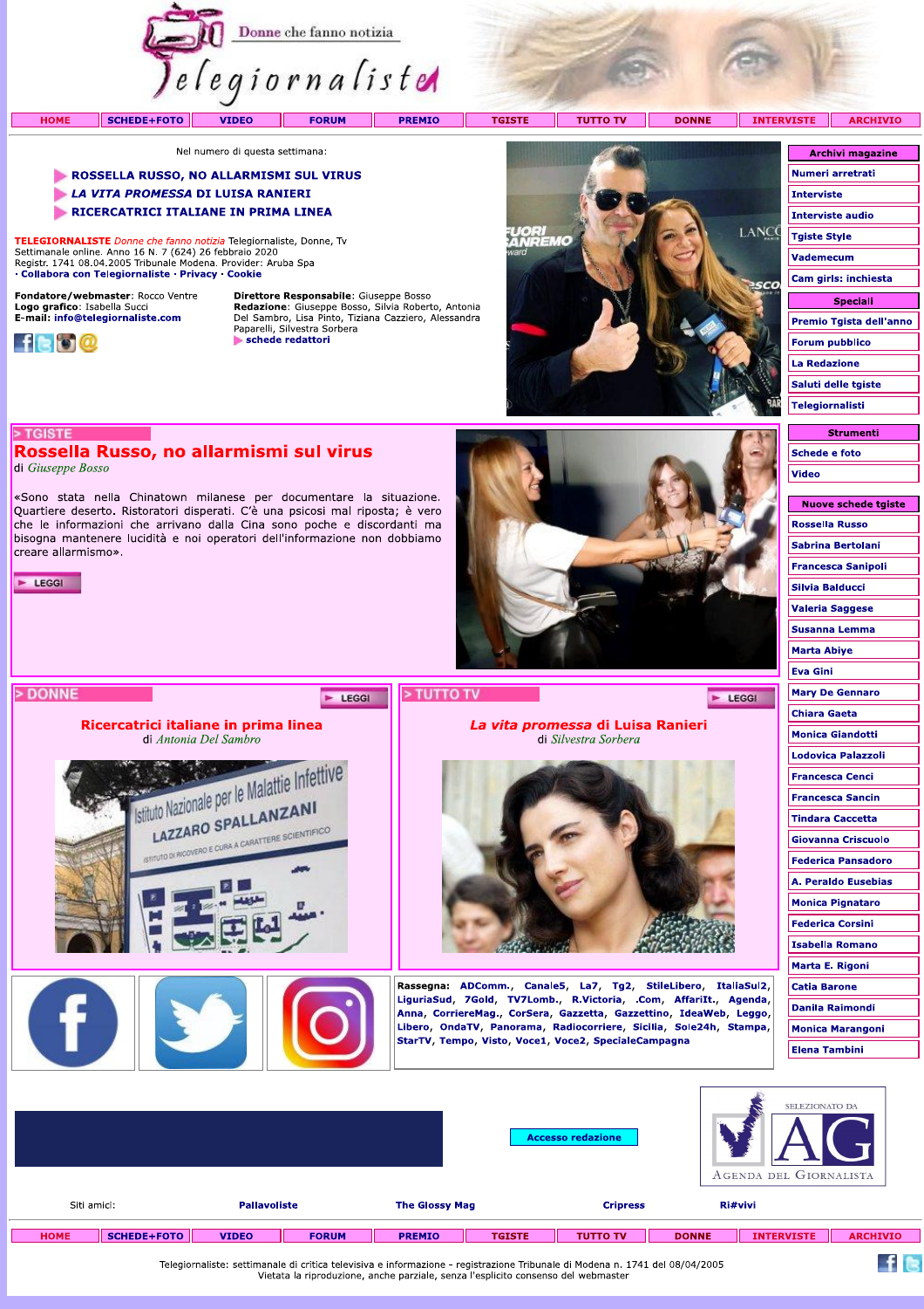# Telegiornaliste — Donne che fanno notizia

HOME | SCHEDE+FOTO | VIDEO | FORUM | PREMIO | TGISTE | TUTTO TV | DONNE | INTERVISTE | ARCHIVIO

Nel numero di questa settimana:

- **ROSSELLA RUSSO, NO ALLARMISMI SUL VIRUS**
- ***LA VITA PROMESSA* DI LUISA RANIERI**
- **RICERCATRICI ITALIANE IN PRIMA LINEA**

**TELEGIORNALISTE** *Donne che fanno notizia* Telegiornaliste, Donne, Tv
Settimanale online. Anno 16 N. 7 (624) 26 febbraio 2020
Registr. 1741 08.04.2005 Tribunale Modena. Provider: Aruba Spa
· Collabora con Telegiornaliste · Privacy · Cookie

**Fondatore/webmaster**: Rocco Ventre
**Logo grafico**: Isabella Succi
**E-mail**: info@telegiornaliste.com

**Direttore Responsabile**: Giuseppe Bosso
**Redazione**: Giuseppe Bosso, Silvia Roberto, Antonia Del Sambro, Lisa Pinto, Tiziana Cazziero, Alessandra Paparelli, Silvestra Sorbera
schede redattori

## > TGISTE

## Rossella Russo, no allarmismi sul virus

di *Giuseppe Bosso*

«Sono stata nella Chinatown milanese per documentare la situazione. Quartiere deserto. Ristoratori disperati. C'è una psicosi mal riposta; è vero che le informazioni che arrivano dalla Cina sono poche e discordanti ma bisogna mantenere lucidità e noi operatori dell'informazione non dobbiamo creare allarmismo».

LEGGI

## > DONNE

LEGGI

### Ricercatrici italiane in prima linea

di *Antonia Del Sambro*

## > TUTTO TV

LEGGI

### *La vita promessa* di Luisa Ranieri

di *Silvestra Sorbera*

**Rassegna:** ADComm., Canale5, La7, Tg2, StileLibero, ItaliaSul2, LiguriaSud, 7Gold, TV7Lomb., R.Victoria, .Com, AffariIt., Agenda, Anna, CorriereMag., CorSera, Gazzetta, Gazzettino, IdeaWeb, Leggo, Libero, OndaTV, Panorama, Radiocorriere, Sicilia, Sole24h, Stampa, StarTV, Tempo, Visto, Voce1, Voce2, SpecialeCampagna

**Archivi magazine**
- Numeri arretrati
- Interviste
- Interviste audio
- Tgiste Style
- Vademecum
- Cam girls: inchiesta

**Speciali**
- Premio Tgista dell'anno
- Forum pubblico
- La Redazione
- Saluti delle tgiste
- Telegiornalisti

**Strumenti**
- Schede e foto
- Video

**Nuove schede tgiste**
- Rossella Russo
- Sabrina Bertolani
- Francesca Sanipoli
- Silvia Balducci
- Valeria Saggese
- Susanna Lemma
- Marta Abiye
- Eva Gini
- Mary De Gennaro
- Chiara Gaeta
- Monica Giandotti
- Lodovica Palazzoli
- Francesca Cenci
- Francesca Sancin
- Tindara Caccetta
- Giovanna Criscuolo
- Federica Pansadoro
- A. Peraldo Eusebias
- Monica Pignataro
- Federica Corsini
- Isabella Romano
- Marta E. Rigoni
- Catia Barone
- Danila Raimondi
- Monica Marangoni
- Elena Tambini

Accesso redazione

Selezionato da AG Agenda del Giornalista

Siti amici: Pallavoliste | The Glossy Mag | Cripress | Ri#vivi

HOME | SCHEDE+FOTO | VIDEO | FORUM | PREMIO | TGISTE | TUTTO TV | DONNE | INTERVISTE | ARCHIVIO

Telegiornaliste: settimanale di critica televisiva e informazione - registrazione Tribunale di Modena n. 1741 del 08/04/2005
Vietata la riproduzione, anche parziale, senza l'esplicito consenso del webmaster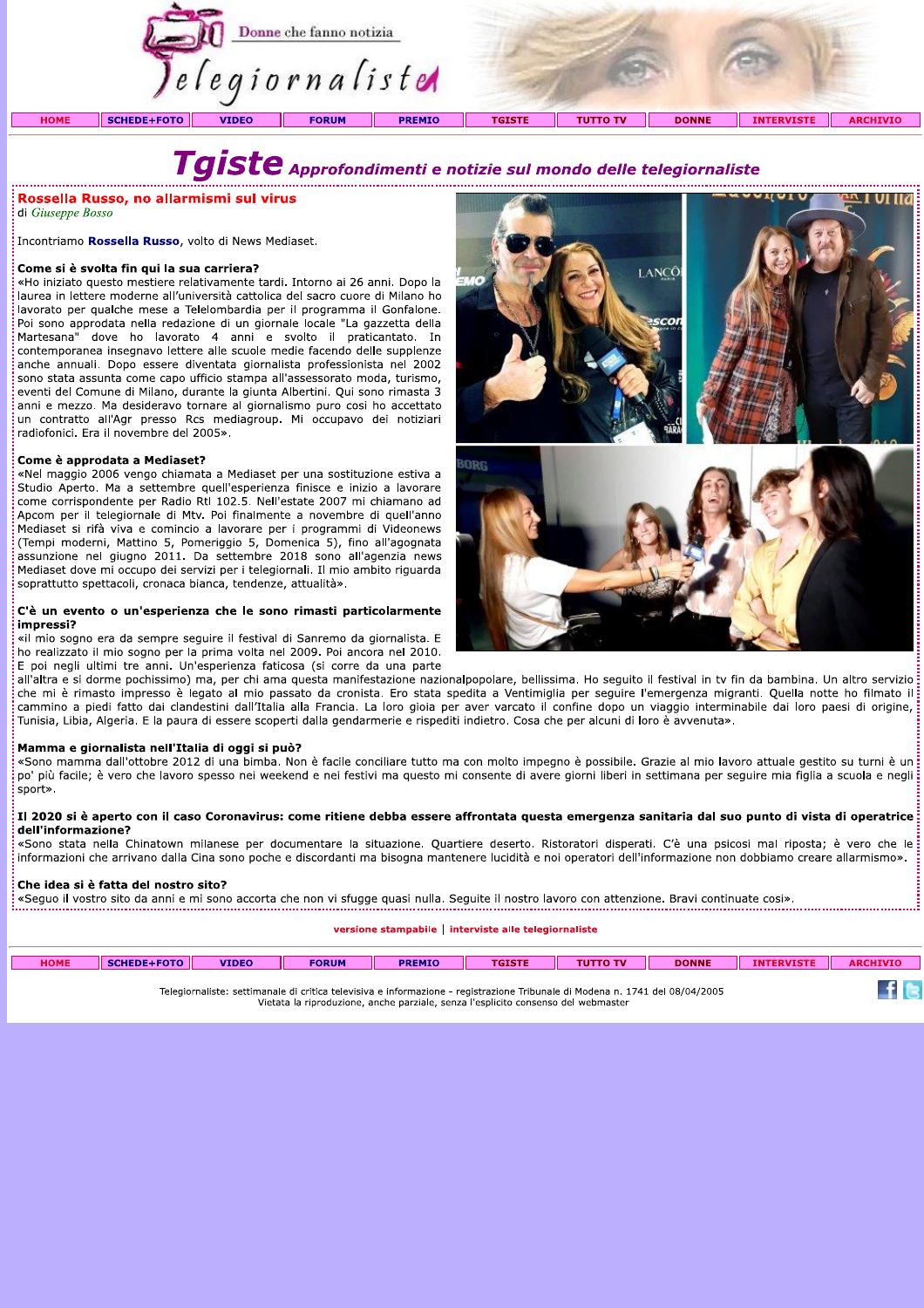Donne che fanno notizia

Telegiornaliste

HOME | SCHEDE+FOTO | VIDEO | FORUM | PREMIO | TGISTE | TUTTO TV | DONNE | INTERVISTE | ARCHIVIO

# Tgiste *Approfondimenti e notizie sul mondo delle telegiornaliste*

## Rossella Russo, no allarmismi sul virus

di *Giuseppe Bosso*

Incontriamo **Rossella Russo**, volto di News Mediaset.

**Come si è svolta fin qui la sua carriera?**

«Ho iniziato questo mestiere relativamente tardi. Intorno ai 26 anni. Dopo la laurea in lettere moderne all'università cattolica del sacro cuore di Milano ho lavorato per qualche mese a Telelombardia per il programma il Gonfalone. Poi sono approdata nella redazione di un giornale locale "La gazzetta della Martesana" dove ho lavorato 4 anni e svolto il praticantato. In contemporanea insegnavo lettere alle scuole medie facendo delle supplenze anche annuali. Dopo essere diventata giornalista professionista nel 2002 sono stata assunta come capo ufficio stampa all'assessorato moda, turismo, eventi del Comune di Milano, durante la giunta Albertini. Qui sono rimasta 3 anni e mezzo. Ma desideravo tornare al giornalismo puro così ho accettato un contratto all'Agr presso Rcs mediagroup. Mi occupavo dei notiziari radiofonici. Era il novembre del 2005».

**Come è approdata a Mediaset?**

«Nel maggio 2006 vengo chiamata a Mediaset per una sostituzione estiva a Studio Aperto. Ma a settembre quell'esperienza finisce e inizio a lavorare come corrispondente per Radio Rtl 102.5. Nell'estate 2007 mi chiamano ad Apcom per il telegiornale di Mtv. Poi finalmente a novembre di quell'anno Mediaset si rifà viva e comincio a lavorare per i programmi di Videonews (Tempi moderni, Mattino 5, Pomeriggio 5, Domenica 5), fino all'agognata assunzione nel giugno 2011. Da settembre 2018 sono all'agenzia news Mediaset dove mi occupo dei servizi per i telegiornali. Il mio ambito riguarda soprattutto spettacoli, cronaca bianca, tendenze, attualità».

**C'è un evento o un'esperienza che le sono rimasti particolarmente impressi?**

«il mio sogno era da sempre seguire il festival di Sanremo da giornalista. E ho realizzato il mio sogno per la prima volta nel 2009. Poi ancora nel 2010. E poi negli ultimi tre anni. Un'esperienza faticosa (si corre da una parte all'altra e si dorme pochissimo) ma, per chi ama questa manifestazione nazionalpopolare, bellissima. Ho seguito il festival in tv fin da bambina. Un altro servizio che mi è rimasto impresso è legato al mio passato da cronista. Ero stata spedita a Ventimiglia per seguire l'emergenza migranti. Quella notte ho filmato il cammino a piedi fatto dai clandestini dall'Italia alla Francia. La loro gioia per aver varcato il confine dopo un viaggio interminabile dai loro paesi di origine, Tunisia, Libia, Algeria. E la paura di essere scoperti dalla gendarmerie e rispediti indietro. Cosa che per alcuni di loro è avvenuta».

**Mamma e giornalista nell'Italia di oggi si può?**

«Sono mamma dall'ottobre 2012 di una bimba. Non è facile conciliare tutto ma con molto impegno è possibile. Grazie al mio lavoro attuale gestito su turni è un po' più facile; è vero che lavoro spesso nei weekend e nei festivi ma questo mi consente di avere giorni liberi in settimana per seguire mia figlia a scuola e negli sport».

**Il 2020 si è aperto con il caso Coronavirus: come ritiene debba essere affrontata questa emergenza sanitaria dal suo punto di vista di operatrice dell'informazione?**

«Sono stata nella Chinatown milanese per documentare la situazione. Quartiere deserto. Ristoratori disperati. C'è una psicosi mal riposta; è vero che le informazioni che arrivano dalla Cina sono poche e discordanti ma bisogna mantenere lucidità e noi operatori dell'informazione non dobbiamo creare allarmismo».

**Che idea si è fatta del nostro sito?**

«Seguo il vostro sito da anni e mi sono accorta che non vi sfugge quasi nulla. Seguite il nostro lavoro con attenzione. Bravi continuate così».

versione stampabile | interviste alle telegiornaliste

HOME | SCHEDE+FOTO | VIDEO | FORUM | PREMIO | TGISTE | TUTTO TV | DONNE | INTERVISTE | ARCHIVIO

Telegiornaliste: settimanale di critica televisiva e informazione - registrazione Tribunale di Modena n. 1741 del 08/04/2005
Vietata la riproduzione, anche parziale, senza l'esplicito consenso del webmaster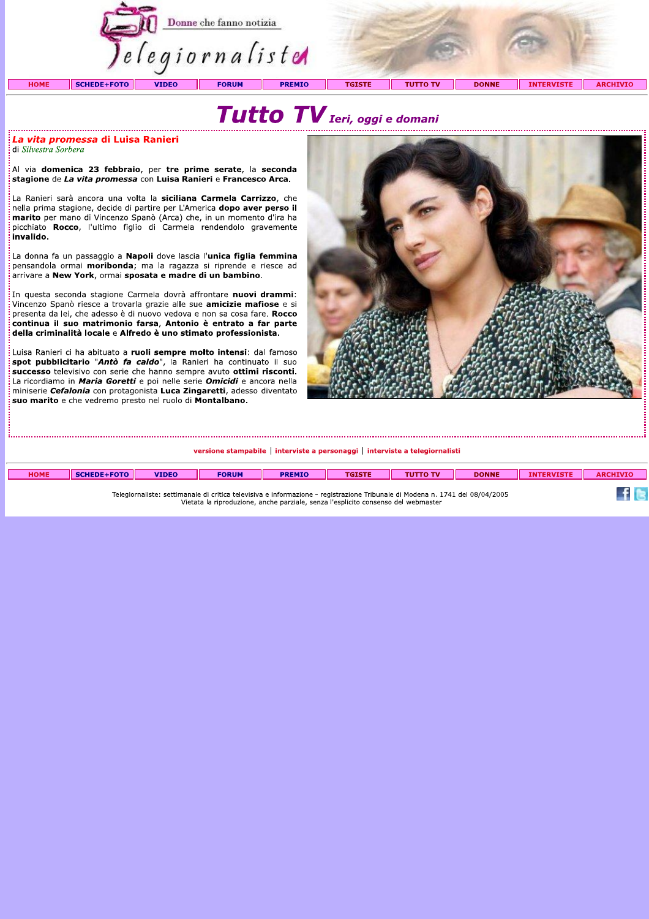# Tutto TV *Ieri, oggi e domani*

## *La vita promessa* di Luisa Ranieri

di *Silvestra Sorbera*

Al via **domenica 23 febbraio**, per **tre prime serate**, la **seconda stagione** de ***La vita promessa*** con **Luisa Ranieri** e **Francesco Arca**.

La Ranieri sarà ancora una volta la **siciliana Carmela Carrizzo**, che nella prima stagione, decide di partire per L'America **dopo aver perso il marito** per mano di Vincenzo Spanò (Arca) che, in un momento d'ira ha picchiato **Rocco**, l'ultimo figlio di Carmela rendendolo gravemente **invalido.**

La donna fa un passaggio a **Napoli** dove lascia l'**unica figlia femmina** pensandola ormai **moribonda**; ma la ragazza si riprende e riesce ad arrivare a **New York**, ormai **sposata e madre di un bambino**.

In questa seconda stagione Carmela dovrà affrontare **nuovi drammi**: Vincenzo Spanò riesce a trovarla grazie alle sue **amicizie mafiose** e si presenta da lei, che adesso è di nuovo vedova e non sa cosa fare. **Rocco continua il suo matrimonio farsa**, **Antonio è entrato a far parte della criminalità locale** e **Alfredo è uno stimato professionista.**

Luisa Ranieri ci ha abituato a **ruoli sempre molto intensi**: dal famoso **spot pubblicitario** "***Antò fa caldo***", la Ranieri ha continuato il suo **successo** televisivo con serie che hanno sempre avuto **ottimi riscontri.** La ricordiamo in ***Maria Goretti*** e poi nelle serie ***Omicidi*** e ancora nella miniserie ***Cefalonia*** con protagonista **Luca Zingaretti**, adesso diventato **suo marito** e che vedremo presto nel ruolo di **Montalbano.**

versione stampabile | interviste a personaggi | interviste a telegiornalisti

Telegiornaliste: settimanale di critica televisiva e informazione - registrazione Tribunale di Modena n. 1741 del 08/04/2005
Vietata la riproduzione, anche parziale, senza l'esplicito consenso del webmaster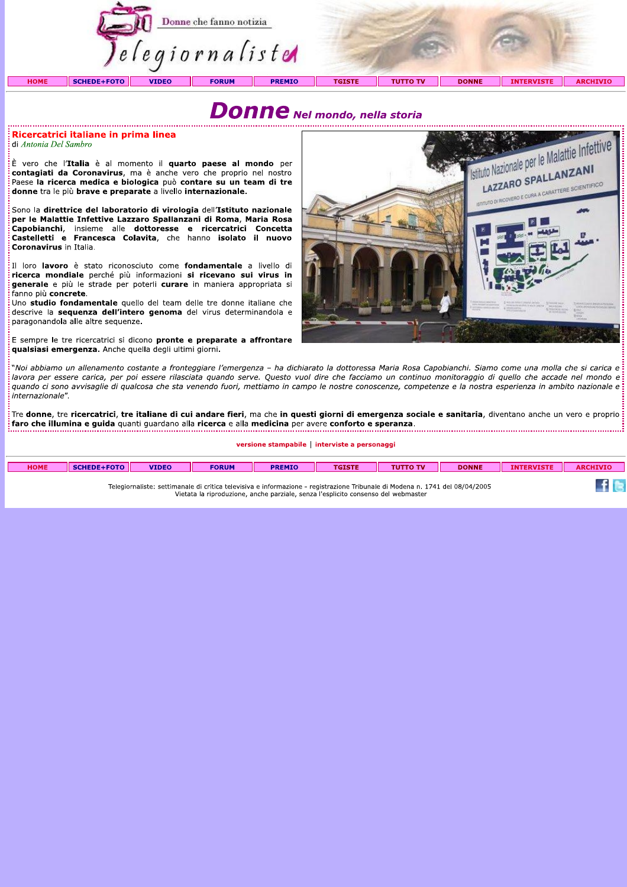# Donne *Nel mondo, nella storia*

## Ricercatrici italiane in prima linea

di *Antonia Del Sambro*

È vero che l'**Italia** è al momento il **quarto paese al mondo** per **contagiati da Coronavirus**, ma è anche vero che proprio nel nostro Paese **la ricerca medica e biologica** può **contare su un team di tre donne** tra le più **brave e preparate** a livello **internazionale.**

Sono la **direttrice del laboratorio di virologia** dell'**Istituto nazionale per le Malattie Infettive Lazzaro Spallanzani di Roma**, **Maria Rosa Capobianchi**, insieme alle **dottoresse e ricercatrici Concetta Castelletti e Francesca Colavita**, che hanno **isolato il nuovo Coronavirus** in Italia.

Il loro **lavoro** è stato riconosciuto come **fondamentale** a livello di **ricerca mondiale** perché più informazioni **si ricevano sui virus in generale** e più le strade per poterli **curare** in maniera appropriata si fanno più **concrete**.
Uno **studio fondamentale** quello del team delle tre donne italiane che descrive la **sequenza dell'intero genoma** del virus determinandola e paragonandola alle altre sequenze.

E sempre **le** tre ricercatrici si dicono **pronte e preparate a affrontare qualsiasi emergenza.** Anche quella degli ultimi giorni.

"*Noi abbiamo un allenamento costante a fronteggiare l'emergenza – ha dichiarato la dottoressa Maria Rosa Capobianchi. Siamo come una molla che si carica e lavora per essere carica, per poi essere rilasciata quando serve. Questo vuol dire che facciamo un continuo monitoraggio di quello che accade nel mondo e quando ci sono avvisaglie di qualcosa che sta venendo fuori, mettiamo in campo le nostre conoscenze, competenze e la nostra esperienza in ambito nazionale e internazionale*".

Tre **donne**, tre **ricercatrici**, **tre italiane di cui andare fieri**, ma che **in questi giorni di emergenza sociale e sanitaria**, diventano anche un vero e proprio **faro che illumina e guida** quanti guardano alla **ricerca** e alla **medicina** per avere **conforto e speranza**.

versione stampabile | interviste a personaggi

Telegiornaliste: settimanale di critica televisiva e informazione - registrazione Tribunale di Modena n. 1741 del 08/04/2005
Vietata la riproduzione, anche parziale, senza l'esplicito consenso del webmaster